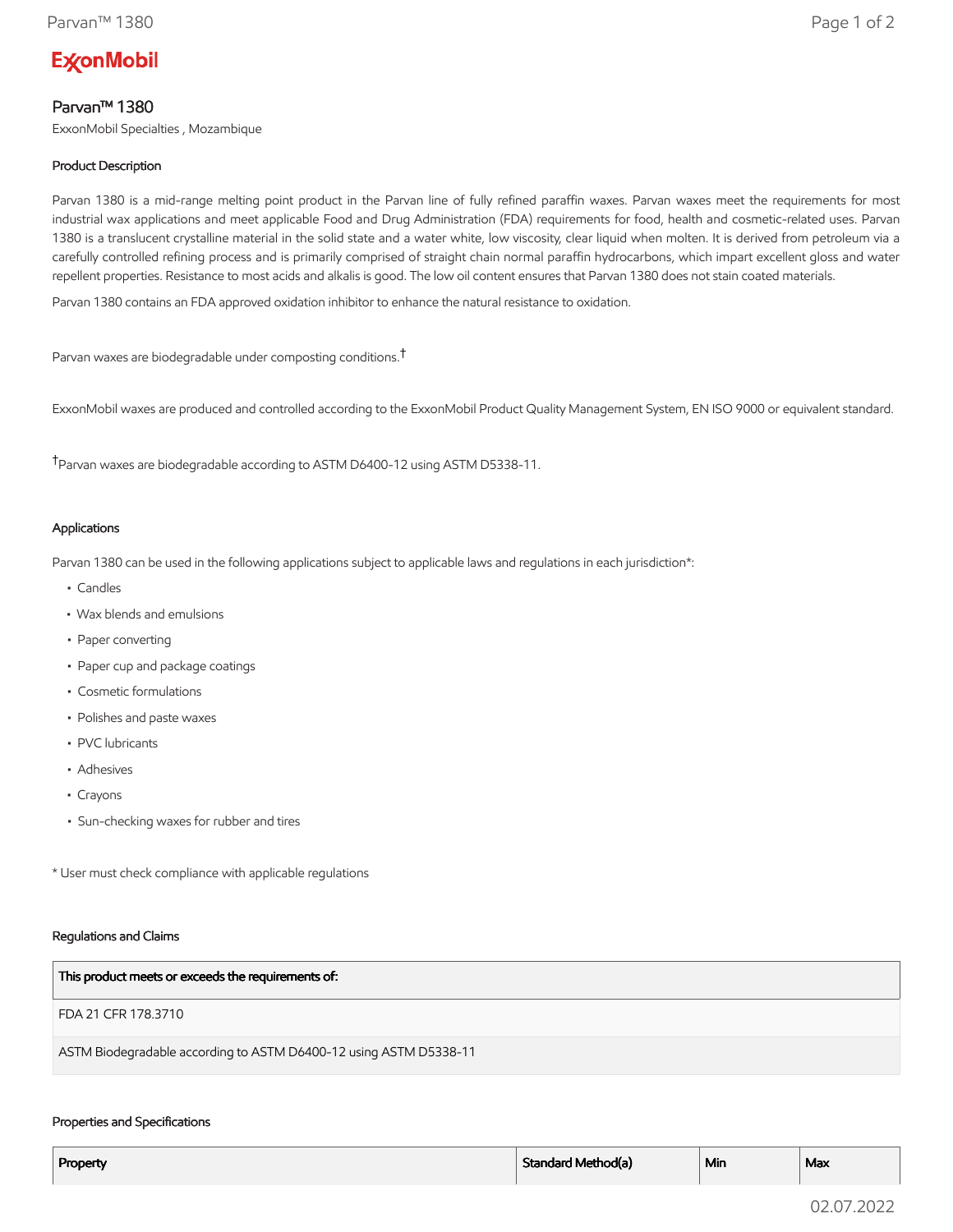ExxonMobil

# Parvan™ 1380

ExxonMobil Specialties , Mozambique

## Product Description

Parvan 1380 is a mid-range melting point product in the Parvan line of fully refined paraffin waxes. Parvan waxes meet the requirements for most industrial wax applications and meet applicable Food and Drug Administration (FDA) requirements for food, health and cosmetic-related uses. Parvan 1380 is a translucent crystalline material in the solid state and a water white, low viscosity, clear liquid when molten. It is derived from petroleum via a carefully controlled refining process and is primarily comprised of straight chain normal paraffin hydrocarbons, which impart excellent gloss and water repellent properties. Resistance to most acids and alkalis is good. The low oil content ensures that Parvan 1380 does not stain coated materials.

Parvan 1380 contains an FDA approved oxidation inhibitor to enhance the natural resistance to oxidation.

Parvan waxes are biodegradable under composting conditions.†

ExxonMobil waxes are produced and controlled according to the ExxonMobil Product Quality Management System, EN ISO 9000 or equivalent standard.

†Parvan waxes are biodegradable according to ASTM D6400-12 using ASTM D5338-11.

## Applications

Parvan 1380 can be used in the following applications subject to applicable laws and regulations in each jurisdiction*:

- Candles
- Wax blends and emulsions
- Paper converting
- Paper cup and package coatings
- Cosmetic formulations
- Polishes and paste waxes
- PVC lubricants
- Adhesives
- Crayons
- Sun-checking waxes for rubber and tires

* User must check compliance with applicable regulations

## Regulations and Claims

| This product meets or exceeds the requirements of: |
| --- |
| FDA 21 CFR 178.3710 |
| ASTM Biodegradable according to ASTM D6400-12 using ASTM D5338-11 |

## Properties and Specifications

| Property | Standard Method(a) | Min | Max |
| --- | --- | --- | --- |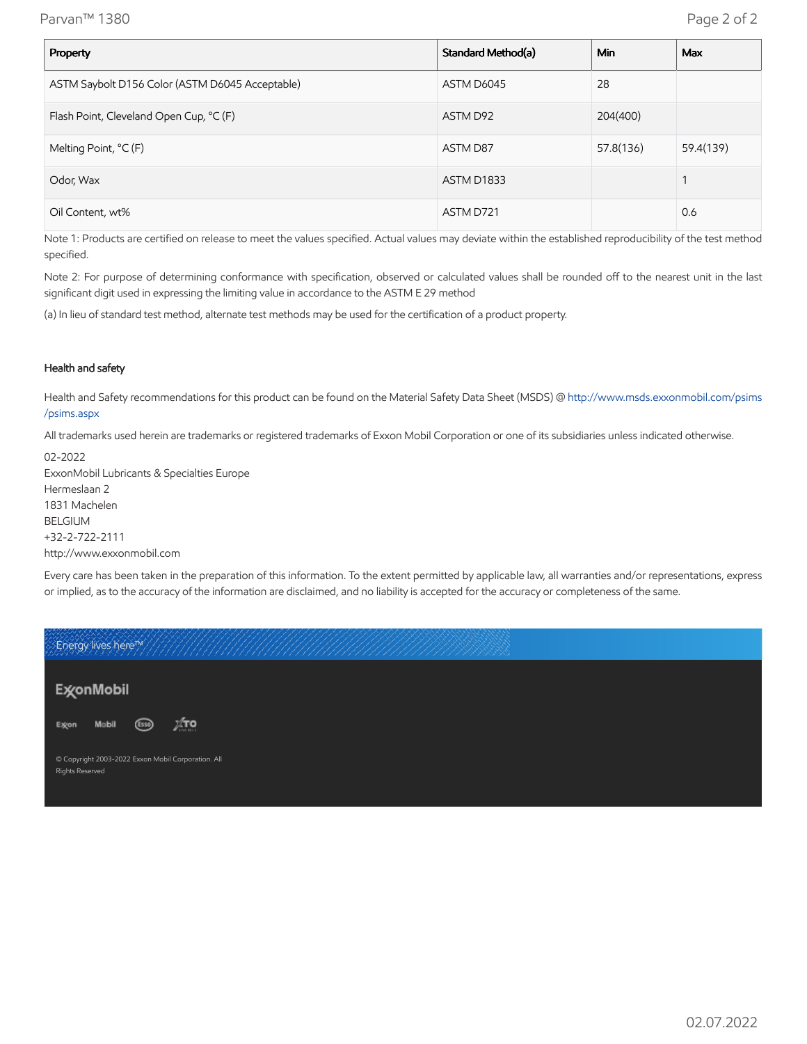| Property | Standard Method(a) | Min | Max |
| --- | --- | --- | --- |
| ASTM Saybolt D156 Color (ASTM D6045 Acceptable) | ASTM D6045 | 28 | |
| Flash Point, Cleveland Open Cup, °C (F) | ASTM D92 | 204(400) | |
| Melting Point, °C (F) | ASTM D87 | 57.8(136) | 59.4(139) |
| Odor, Wax | ASTM D1833 | | 1 |
| Oil Content, wt% | ASTM D721 | | 0.6 |

Note 1: Products are certified on release to meet the values specified. Actual values may deviate within the established reproducibility of the test method specified.

Note 2: For purpose of determining conformance with specification, observed or calculated values shall be rounded off to the nearest unit in the last significant digit used in expressing the limiting value in accordance to the ASTM E 29 method

(a) In lieu of standard test method, alternate test methods may be used for the certification of a product property.

### Health and safety

Health and Safety recommendations for this product can be found on the Material Safety Data Sheet (MSDS) @ http://www.msds.exxonmobil.com/psims/psims.aspx

All trademarks used herein are trademarks or registered trademarks of Exxon Mobil Corporation or one of its subsidiaries unless indicated otherwise.

02-2022
ExxonMobil Lubricants & Specialties Europe
Hermeslaan 2
1831 Machelen
BELGIUM
+32-2-722-2111
http://www.exxonmobil.com

Every care has been taken in the preparation of this information. To the extent permitted by applicable law, all warranties and/or representations, express or implied, as to the accuracy of the information are disclaimed, and no liability is accepted for the accuracy or completeness of the same.

Energy lives here™

ExxonMobil

Exxon Mobil Esso XTO

© Copyright 2003-2022 Exxon Mobil Corporation. All Rights Reserved

02.07.2022